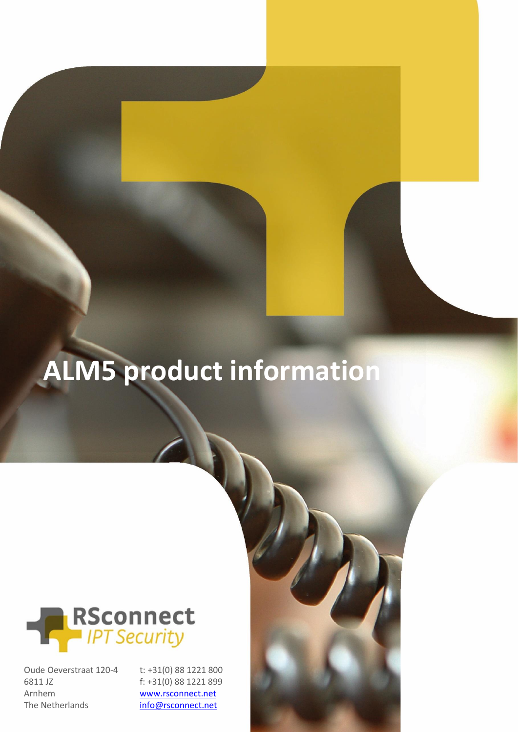# ALM5 product information

RSconnect
*IPT Security*

Oude Oeverstraat 120-4
6811 JZ
Arnhem
The Netherlands

t: +31(0) 88 1221 800
f: +31(0) 88 1221 899
www.rsconnect.net
info@rsconnect.net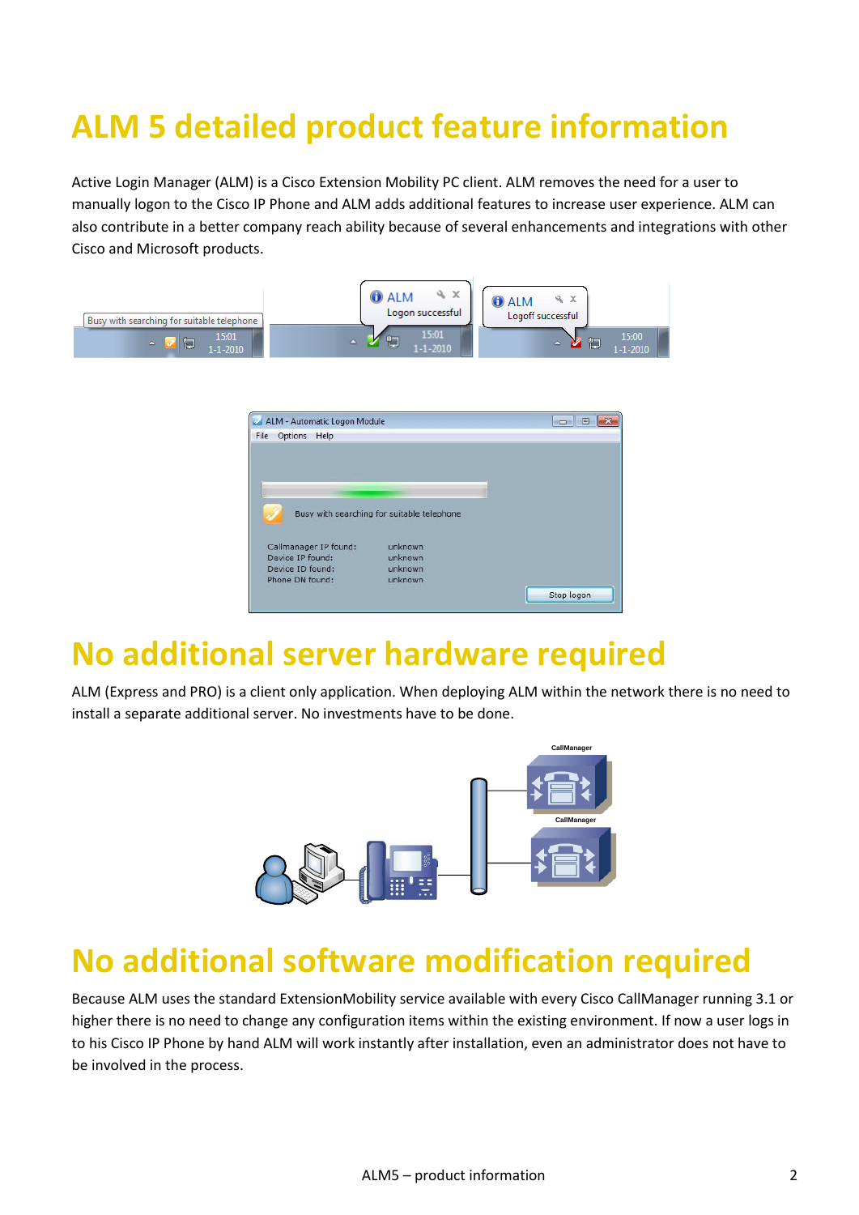# ALM 5 detailed product feature information

Active Login Manager (ALM) is a Cisco Extension Mobility PC client. ALM removes the need for a user to manually logon to the Cisco IP Phone and ALM adds additional features to increase user experience. ALM can also contribute in a better company reach ability because of several enhancements and integrations with other Cisco and Microsoft products.

# No additional server hardware required

ALM (Express and PRO) is a client only application. When deploying ALM within the network there is no need to install a separate additional server. No investments have to be done.

# No additional software modification required

Because ALM uses the standard ExtensionMobility service available with every Cisco CallManager running 3.1 or higher there is no need to change any configuration items within the existing environment. If now a user logs in to his Cisco IP Phone by hand ALM will work instantly after installation, even an administrator does not have to be involved in the process.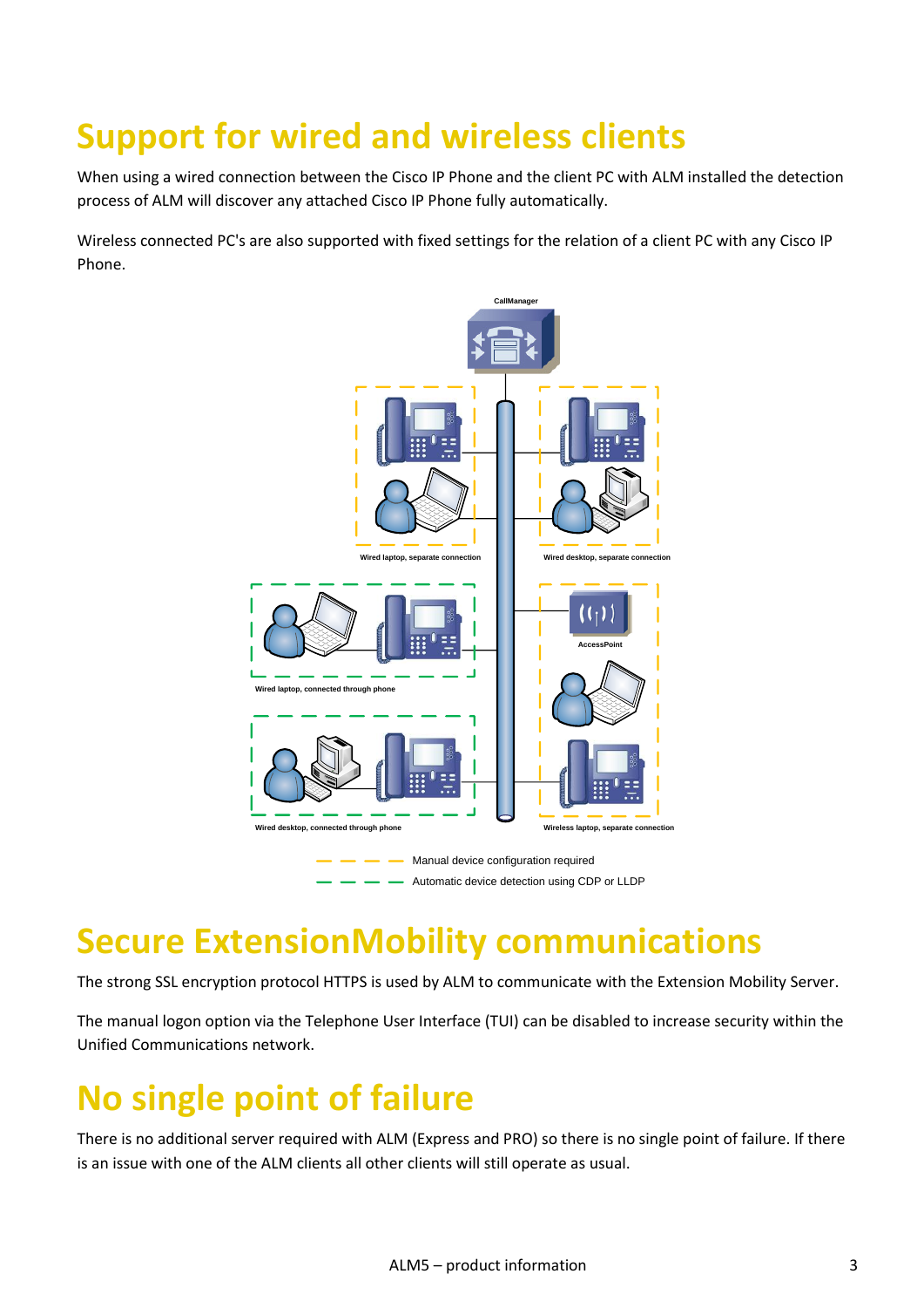# Support for wired and wireless clients

When using a wired connection between the Cisco IP Phone and the client PC with ALM installed the detection process of ALM will discover any attached Cisco IP Phone fully automatically.

Wireless connected PC's are also supported with fixed settings for the relation of a client PC with any Cisco IP Phone.

# Secure ExtensionMobility communications

The strong SSL encryption protocol HTTPS is used by ALM to communicate with the Extension Mobility Server.

The manual logon option via the Telephone User Interface (TUI) can be disabled to increase security within the Unified Communications network.

# No single point of failure

There is no additional server required with ALM (Express and PRO) so there is no single point of failure. If there is an issue with one of the ALM clients all other clients will still operate as usual.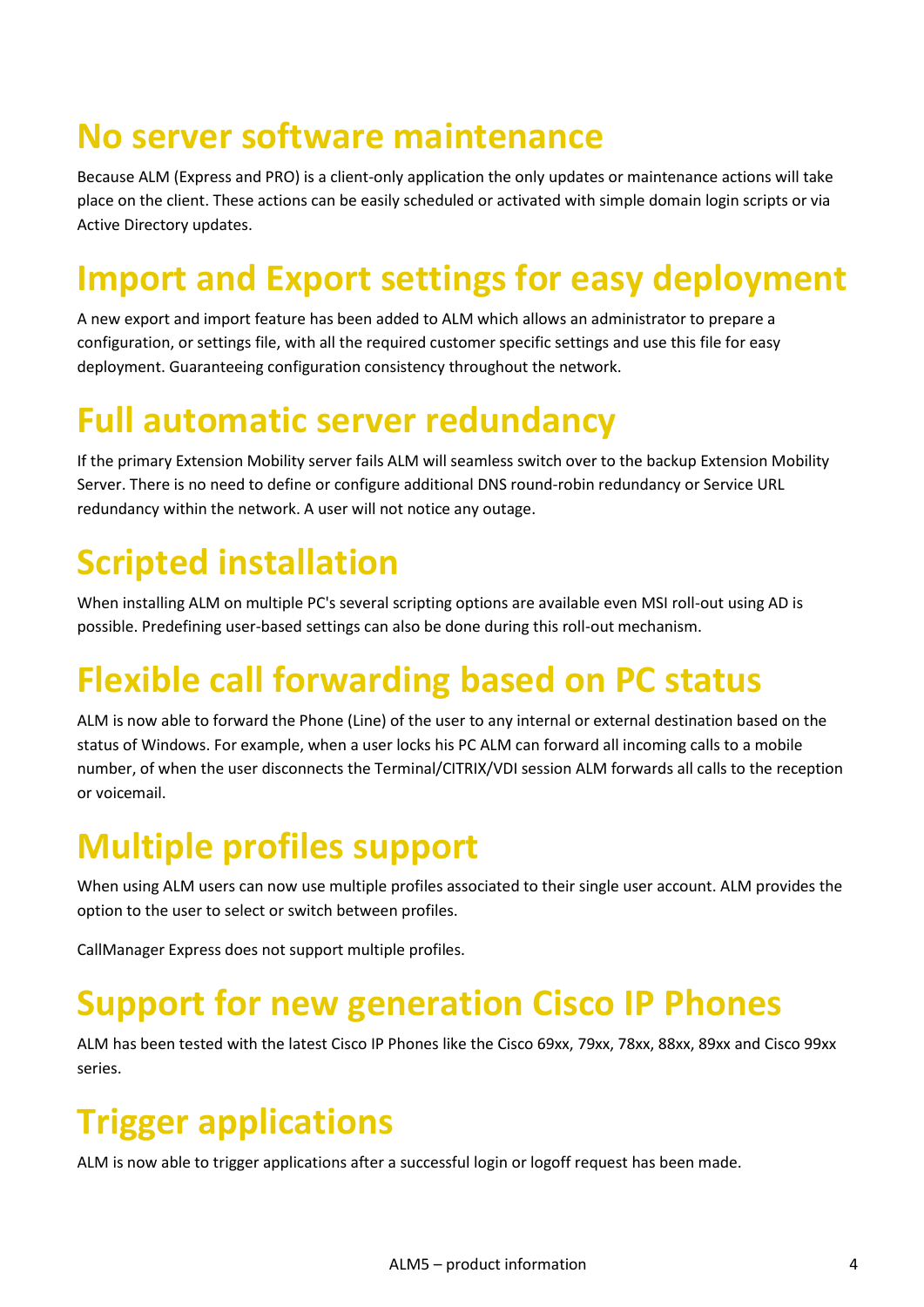# No server software maintenance

Because ALM (Express and PRO) is a client-only application the only updates or maintenance actions will take place on the client. These actions can be easily scheduled or activated with simple domain login scripts or via Active Directory updates.

# Import and Export settings for easy deployment

A new export and import feature has been added to ALM which allows an administrator to prepare a configuration, or settings file, with all the required customer specific settings and use this file for easy deployment. Guaranteeing configuration consistency throughout the network.

# Full automatic server redundancy

If the primary Extension Mobility server fails ALM will seamless switch over to the backup Extension Mobility Server. There is no need to define or configure additional DNS round-robin redundancy or Service URL redundancy within the network. A user will not notice any outage.

# Scripted installation

When installing ALM on multiple PC's several scripting options are available even MSI roll-out using AD is possible. Predefining user-based settings can also be done during this roll-out mechanism.

# Flexible call forwarding based on PC status

ALM is now able to forward the Phone (Line) of the user to any internal or external destination based on the status of Windows. For example, when a user locks his PC ALM can forward all incoming calls to a mobile number, of when the user disconnects the Terminal/CITRIX/VDI session ALM forwards all calls to the reception or voicemail.

# Multiple profiles support

When using ALM users can now use multiple profiles associated to their single user account. ALM provides the option to the user to select or switch between profiles.

CallManager Express does not support multiple profiles.

# Support for new generation Cisco IP Phones

ALM has been tested with the latest Cisco IP Phones like the Cisco 69xx, 79xx, 78xx, 88xx, 89xx and Cisco 99xx series.

# Trigger applications

ALM is now able to trigger applications after a successful login or logoff request has been made.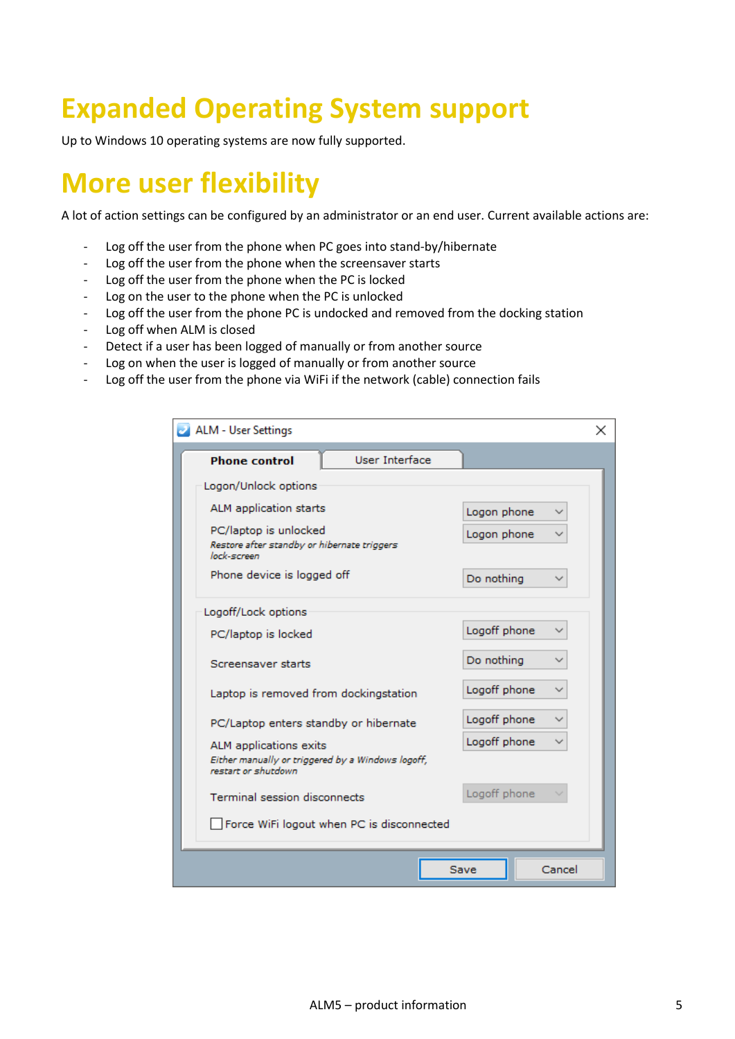# Expanded Operating System support

Up to Windows 10 operating systems are now fully supported.

# More user flexibility

A lot of action settings can be configured by an administrator or an end user. Current available actions are:

- Log off the user from the phone when PC goes into stand-by/hibernate
- Log off the user from the phone when the screensaver starts
- Log off the user from the phone when the PC is locked
- Log on the user to the phone when the PC is unlocked
- Log off the user from the phone PC is undocked and removed from the docking station
- Log off when ALM is closed
- Detect if a user has been logged of manually or from another source
- Log on when the user is logged of manually or from another source
- Log off the user from the phone via WiFi if the network (cable) connection fails

**ALM - User Settings**

**Phone control** | User Interface

**Logon/Unlock options**

| Setting | Action |
| --- | --- |
| ALM application starts | Logon phone |
| PC/laptop is unlocked<br>*Restore after standby or hibernate triggers lock-screen* | Logon phone |
| Phone device is logged off | Do nothing |

**Logoff/Lock options**

| Setting | Action |
| --- | --- |
| PC/laptop is locked | Logoff phone |
| Screensaver starts | Do nothing |
| Laptop is removed from dockingstation | Logoff phone |
| PC/Laptop enters standby or hibernate | Logoff phone |
| ALM applications exits<br>*Either manually or triggered by a Windows logoff, restart or shutdown* | Logoff phone |
| Terminal session disconnects | Logoff phone |

☐ Force WiFi logout when PC is disconnected

Save | Cancel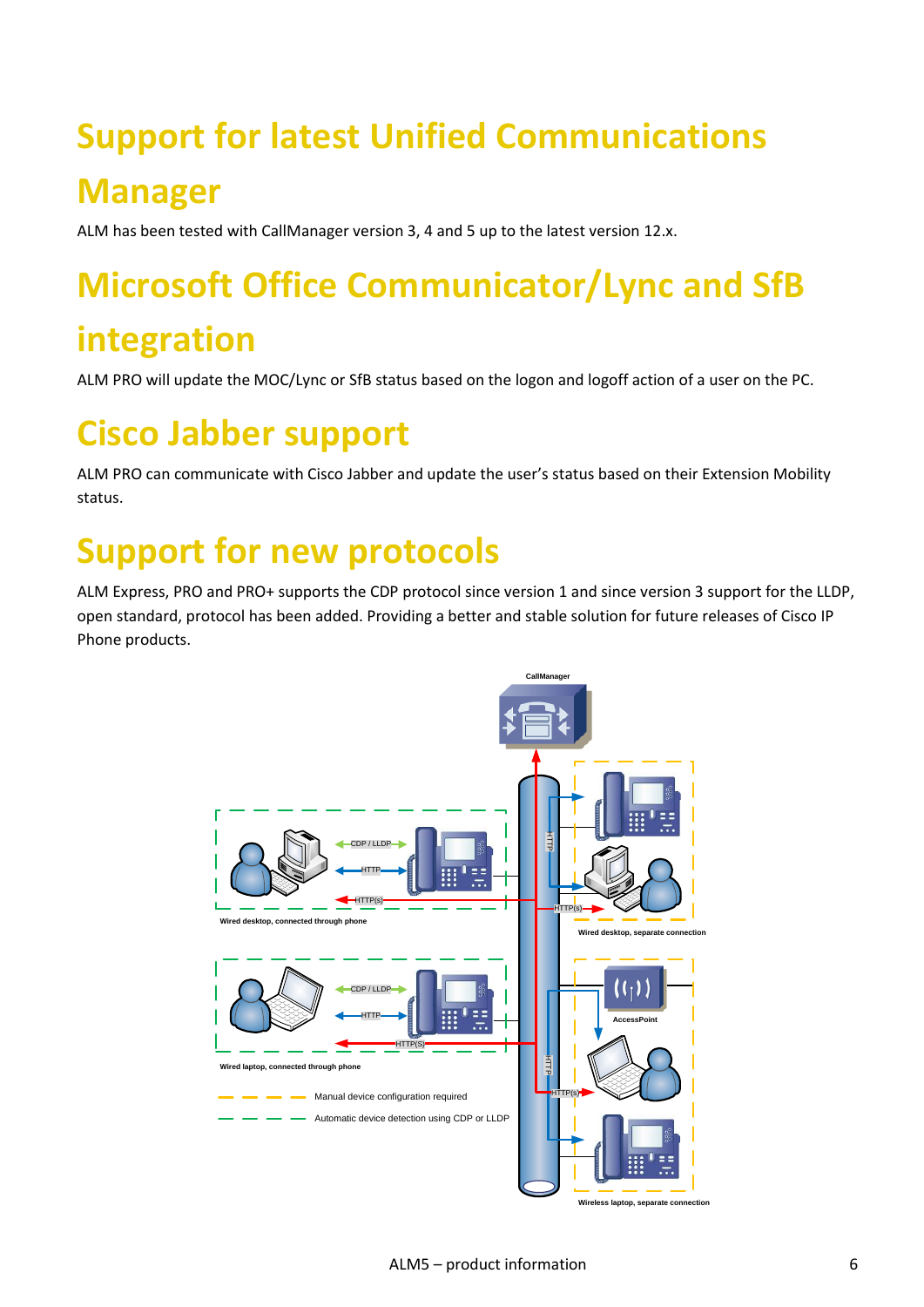# Support for latest Unified Communications Manager

ALM has been tested with CallManager version 3, 4 and 5 up to the latest version 12.x.

# Microsoft Office Communicator/Lync and SfB integration

ALM PRO will update the MOC/Lync or SfB status based on the logon and logoff action of a user on the PC.

# Cisco Jabber support

ALM PRO can communicate with Cisco Jabber and update the user's status based on their Extension Mobility status.

# Support for new protocols

ALM Express, PRO and PRO+ supports the CDP protocol since version 1 and since version 3 support for the LLDP, open standard, protocol has been added. Providing a better and stable solution for future releases of Cisco IP Phone products.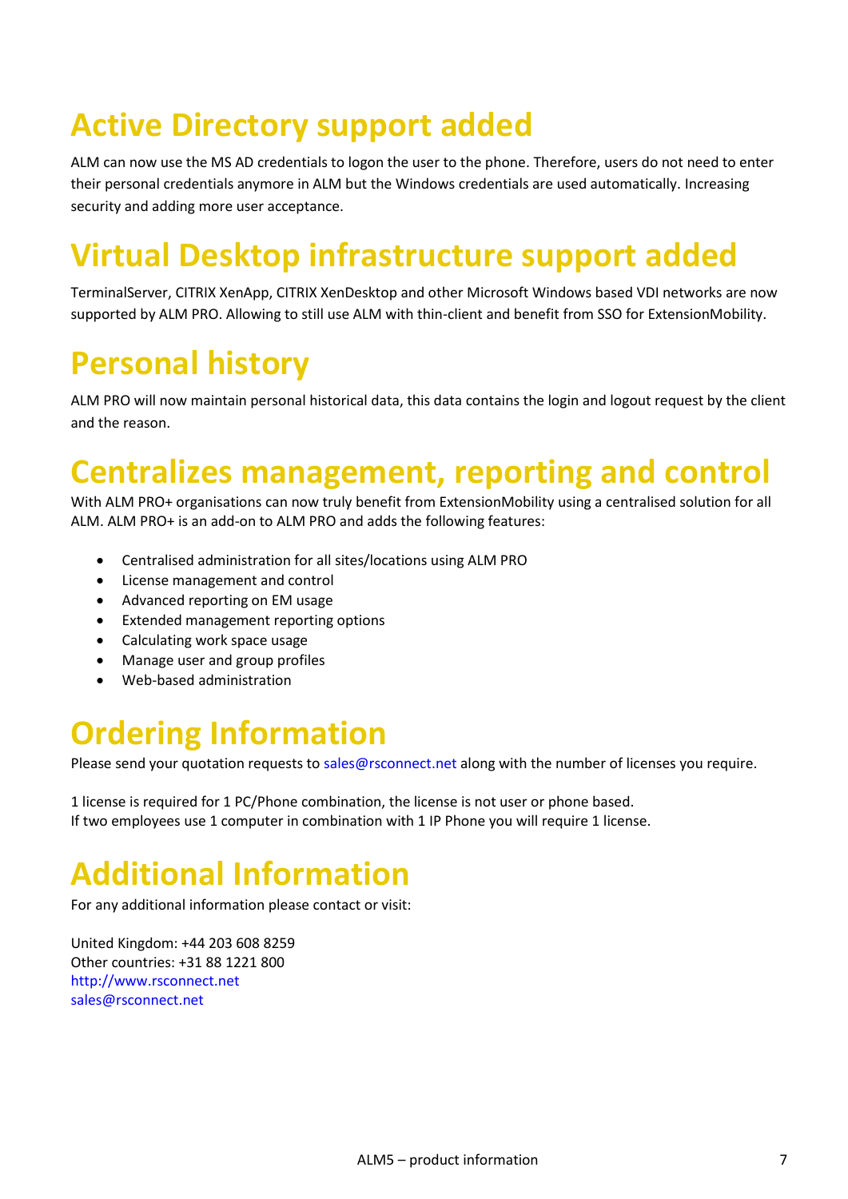# Active Directory support added

ALM can now use the MS AD credentials to logon the user to the phone. Therefore, users do not need to enter their personal credentials anymore in ALM but the Windows credentials are used automatically. Increasing security and adding more user acceptance.

# Virtual Desktop infrastructure support added

TerminalServer, CITRIX XenApp, CITRIX XenDesktop and other Microsoft Windows based VDI networks are now supported by ALM PRO. Allowing to still use ALM with thin-client and benefit from SSO for ExtensionMobility.

# Personal history

ALM PRO will now maintain personal historical data, this data contains the login and logout request by the client and the reason.

# Centralizes management, reporting and control

With ALM PRO+ organisations can now truly benefit from ExtensionMobility using a centralised solution for all ALM. ALM PRO+ is an add-on to ALM PRO and adds the following features:

- Centralised administration for all sites/locations using ALM PRO
- License management and control
- Advanced reporting on EM usage
- Extended management reporting options
- Calculating work space usage
- Manage user and group profiles
- Web-based administration

# Ordering Information

Please send your quotation requests to sales@rsconnect.net along with the number of licenses you require.

1 license is required for 1 PC/Phone combination, the license is not user or phone based.
If two employees use 1 computer in combination with 1 IP Phone you will require 1 license.

# Additional Information

For any additional information please contact or visit:

United Kingdom: +44 203 608 8259
Other countries: +31 88 1221 800
http://www.rsconnect.net
sales@rsconnect.net